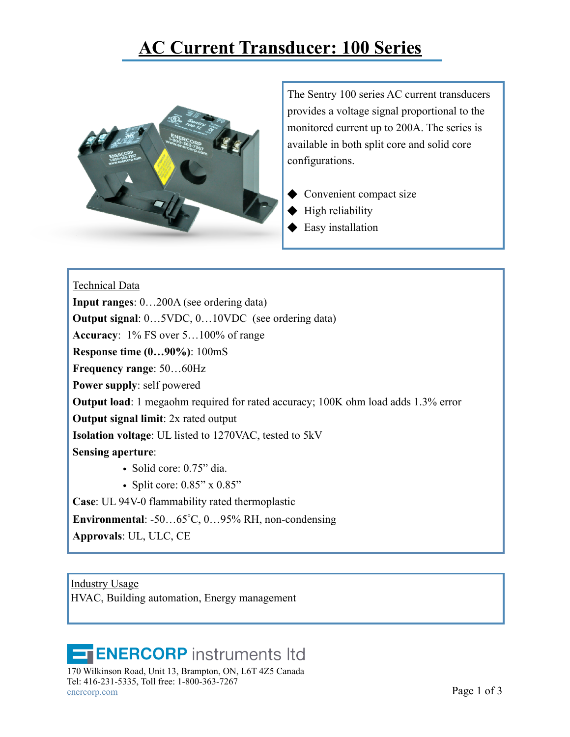# AC Current Transducer: 100 Series

The Sentry 100 series AC current transducers provides a voltage signal proportional to the monitored current up to 200A. The series is available in both split core and solid core configurations.

- Convenient compact size
- High reliability
- Easy installation

## Technical Data

**Input ranges**: 0…200A (see ordering data)
**Output signal**: 0…5VDC, 0…10VDC (see ordering data)
**Accuracy**: 1% FS over 5…100% of range
**Response time (0…90%)**: 100mS
**Frequency range**: 50…60Hz
**Power supply**: self powered
**Output load**: 1 megaohm required for rated accuracy; 100K ohm load adds 1.3% error
**Output signal limit**: 2x rated output
**Isolation voltage**: UL listed to 1270VAC, tested to 5kV
**Sensing aperture**:

- Solid core: 0.75" dia.
- Split core: 0.85" x 0.85"

**Case**: UL 94V-0 flammability rated thermoplastic
**Environmental**: -50…65°C, 0…95% RH, non-condensing
**Approvals**: UL, ULC, CE

## Industry Usage

HVAC, Building automation, Energy management

**ENERCORP instruments ltd**
170 Wilkinson Road, Unit 13, Brampton, ON, L6T 4Z5 Canada
Tel: 416-231-5335, Toll free: 1-800-363-7267
enercorp.com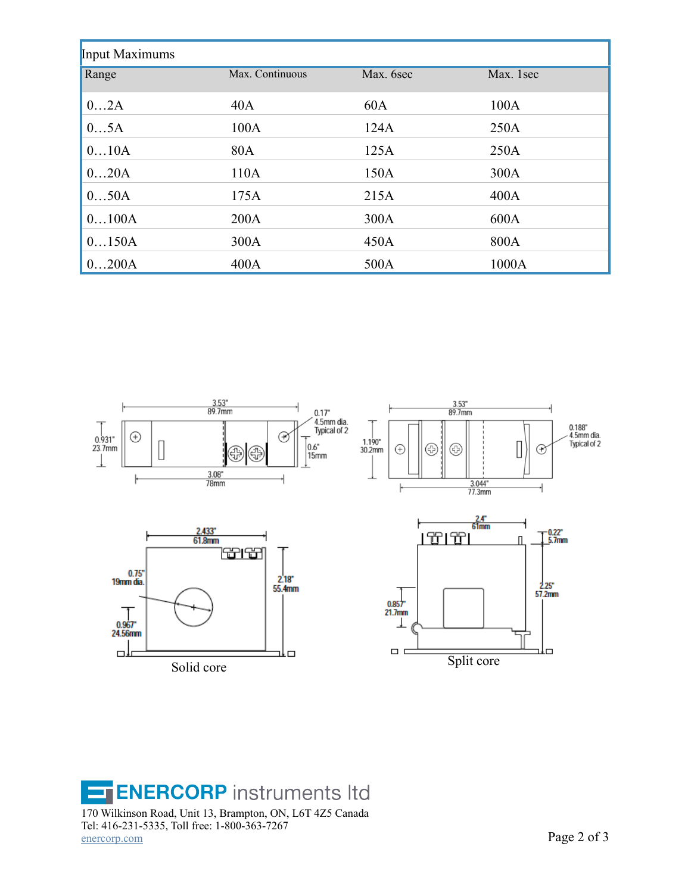| Input Maximums | | | |
|---|---|---|---|
| Range | Max. Continuous | Max. 6sec | Max. 1sec |
| 0…2A | 40A | 60A | 100A |
| 0…5A | 100A | 124A | 250A |
| 0…10A | 80A | 125A | 250A |
| 0…20A | 110A | 150A | 300A |
| 0…50A | 175A | 215A | 400A |
| 0…100A | 200A | 300A | 600A |
| 0…150A | 300A | 450A | 800A |
| 0…200A | 400A | 500A | 1000A |

Solid core

Split core

**ENERCORP** instruments ltd

170 Wilkinson Road, Unit 13, Brampton, ON, L6T 4Z5 Canada
Tel: 416-231-5335, Toll free: 1-800-363-7267
enercorp.com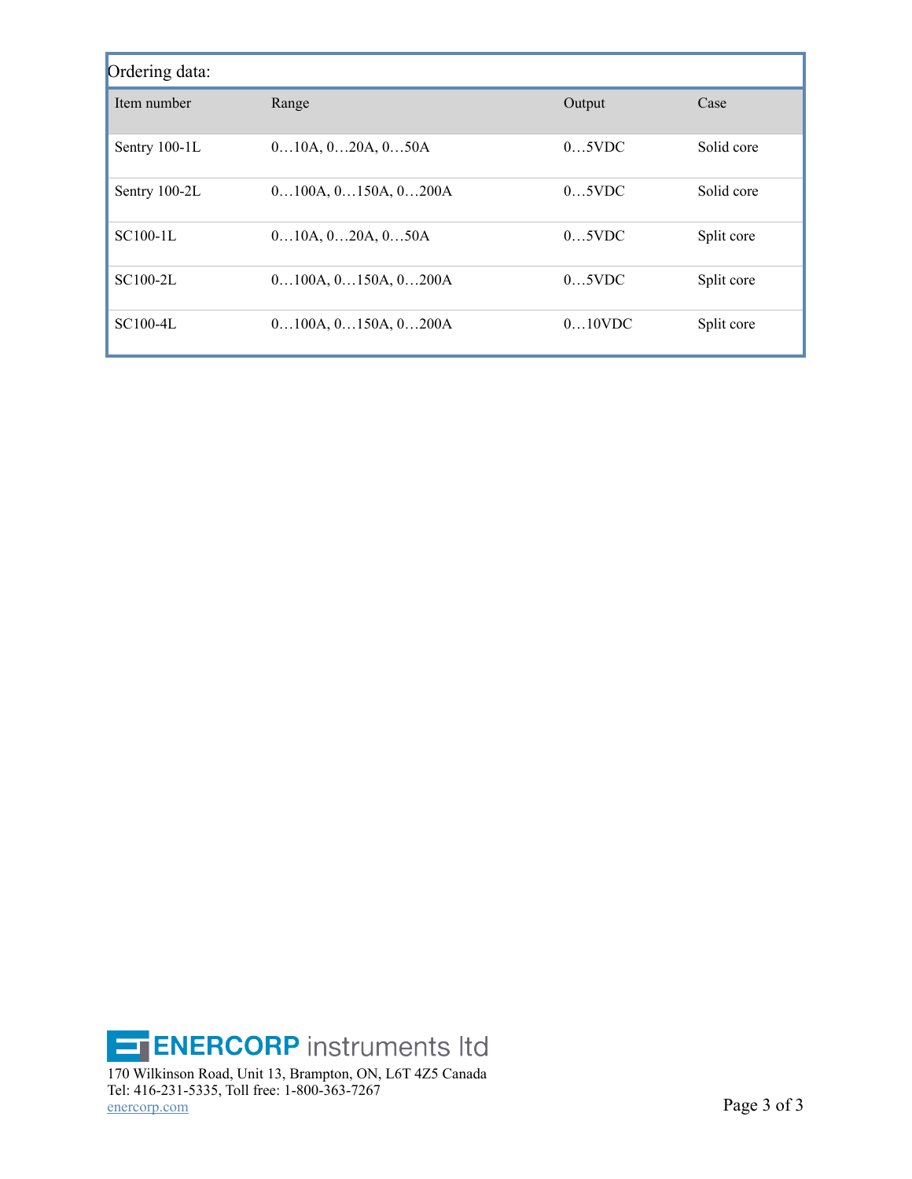Ordering data:

| Item number | Range | Output | Case |
|---|---|---|---|
| Sentry 100-1L | 0…10A, 0…20A, 0…50A | 0…5VDC | Solid core |
| Sentry 100-2L | 0…100A, 0…150A, 0…200A | 0…5VDC | Solid core |
| SC100-1L | 0…10A, 0…20A, 0…50A | 0…5VDC | Split core |
| SC100-2L | 0…100A, 0…150A, 0…200A | 0…5VDC | Split core |
| SC100-4L | 0…100A, 0…150A, 0…200A | 0…10VDC | Split core |

ENERCORP instruments ltd
170 Wilkinson Road, Unit 13, Brampton, ON, L6T 4Z5 Canada
Tel: 416-231-5335, Toll free: 1-800-363-7267
enercorp.com